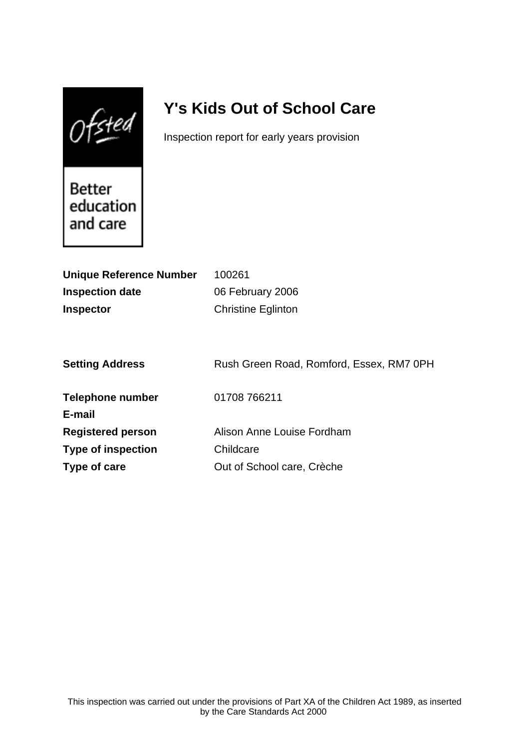Ofsted

Better education and care

# Y's Kids Out of School Care

Inspection report for early years provision

| | |
|---|---|
| **Unique Reference Number** | 100261 |
| **Inspection date** | 06 February 2006 |
| **Inspector** | Christine Eglinton |

| | |
|---|---|
| **Setting Address** | Rush Green Road, Romford, Essex, RM7 0PH |
| **Telephone number** | 01708 766211 |
| **E-mail** | |
| **Registered person** | Alison Anne Louise Fordham |
| **Type of inspection** | Childcare |
| **Type of care** | Out of School care, Crèche |

This inspection was carried out under the provisions of Part XA of the Children Act 1989, as inserted by the Care Standards Act 2000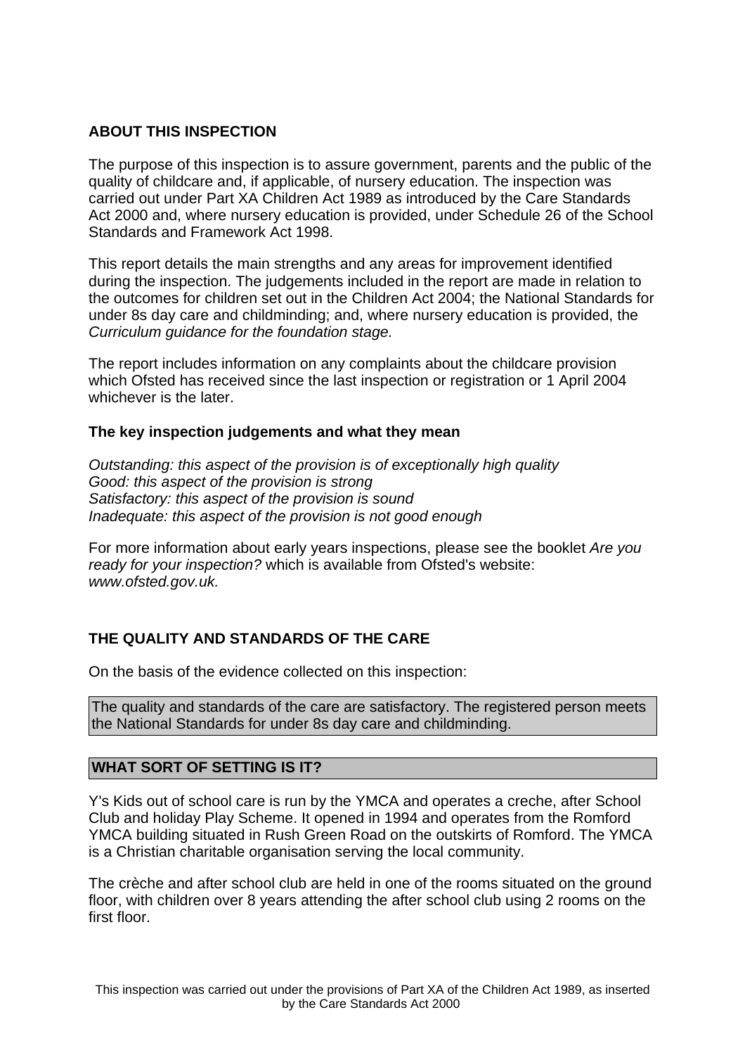## ABOUT THIS INSPECTION

The purpose of this inspection is to assure government, parents and the public of the quality of childcare and, if applicable, of nursery education. The inspection was carried out under Part XA Children Act 1989 as introduced by the Care Standards Act 2000 and, where nursery education is provided, under Schedule 26 of the School Standards and Framework Act 1998.

This report details the main strengths and any areas for improvement identified during the inspection. The judgements included in the report are made in relation to the outcomes for children set out in the Children Act 2004; the National Standards for under 8s day care and childminding; and, where nursery education is provided, the *Curriculum guidance for the foundation stage.*

The report includes information on any complaints about the childcare provision which Ofsted has received since the last inspection or registration or 1 April 2004 whichever is the later.

### The key inspection judgements and what they mean

*Outstanding: this aspect of the provision is of exceptionally high quality*
*Good: this aspect of the provision is strong*
*Satisfactory: this aspect of the provision is sound*
*Inadequate: this aspect of the provision is not good enough*

For more information about early years inspections, please see the booklet *Are you ready for your inspection?* which is available from Ofsted's website: *www.ofsted.gov.uk.*

## THE QUALITY AND STANDARDS OF THE CARE

On the basis of the evidence collected on this inspection:

The quality and standards of the care are satisfactory. The registered person meets the National Standards for under 8s day care and childminding.

## WHAT SORT OF SETTING IS IT?

Y's Kids out of school care is run by the YMCA and operates a creche, after School Club and holiday Play Scheme. It opened in 1994 and operates from the Romford YMCA building situated in Rush Green Road on the outskirts of Romford. The YMCA is a Christian charitable organisation serving the local community.

The crèche and after school club are held in one of the rooms situated on the ground floor, with children over 8 years attending the after school club using 2 rooms on the first floor.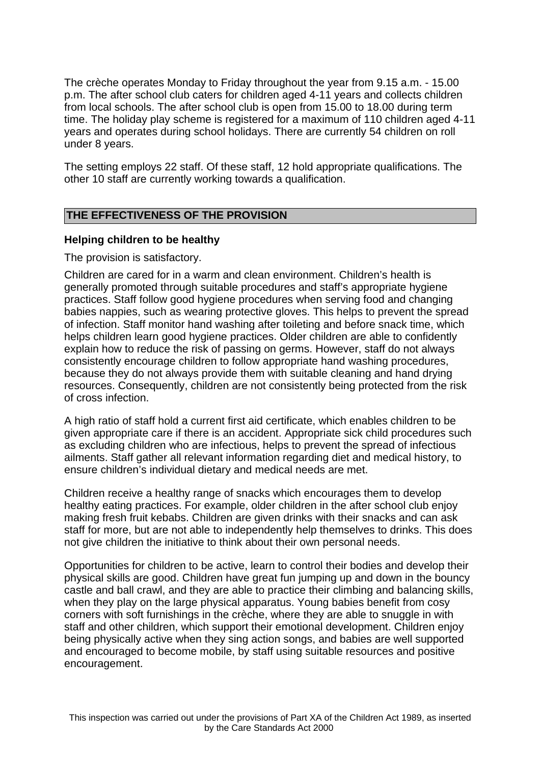The crèche operates Monday to Friday throughout the year from 9.15 a.m. - 15.00 p.m. The after school club caters for children aged 4-11 years and collects children from local schools. The after school club is open from 15.00 to 18.00 during term time. The holiday play scheme is registered for a maximum of 110 children aged 4-11 years and operates during school holidays. There are currently 54 children on roll under 8 years.

The setting employs 22 staff. Of these staff, 12 hold appropriate qualifications. The other 10 staff are currently working towards a qualification.

## THE EFFECTIVENESS OF THE PROVISION

### Helping children to be healthy

The provision is satisfactory.

Children are cared for in a warm and clean environment. Children's health is generally promoted through suitable procedures and staff's appropriate hygiene practices. Staff follow good hygiene procedures when serving food and changing babies nappies, such as wearing protective gloves. This helps to prevent the spread of infection. Staff monitor hand washing after toileting and before snack time, which helps children learn good hygiene practices. Older children are able to confidently explain how to reduce the risk of passing on germs. However, staff do not always consistently encourage children to follow appropriate hand washing procedures, because they do not always provide them with suitable cleaning and hand drying resources. Consequently, children are not consistently being protected from the risk of cross infection.

A high ratio of staff hold a current first aid certificate, which enables children to be given appropriate care if there is an accident. Appropriate sick child procedures such as excluding children who are infectious, helps to prevent the spread of infectious ailments. Staff gather all relevant information regarding diet and medical history, to ensure children's individual dietary and medical needs are met.

Children receive a healthy range of snacks which encourages them to develop healthy eating practices. For example, older children in the after school club enjoy making fresh fruit kebabs. Children are given drinks with their snacks and can ask staff for more, but are not able to independently help themselves to drinks. This does not give children the initiative to think about their own personal needs.

Opportunities for children to be active, learn to control their bodies and develop their physical skills are good. Children have great fun jumping up and down in the bouncy castle and ball crawl, and they are able to practice their climbing and balancing skills, when they play on the large physical apparatus. Young babies benefit from cosy corners with soft furnishings in the crèche, where they are able to snuggle in with staff and other children, which support their emotional development. Children enjoy being physically active when they sing action songs, and babies are well supported and encouraged to become mobile, by staff using suitable resources and positive encouragement.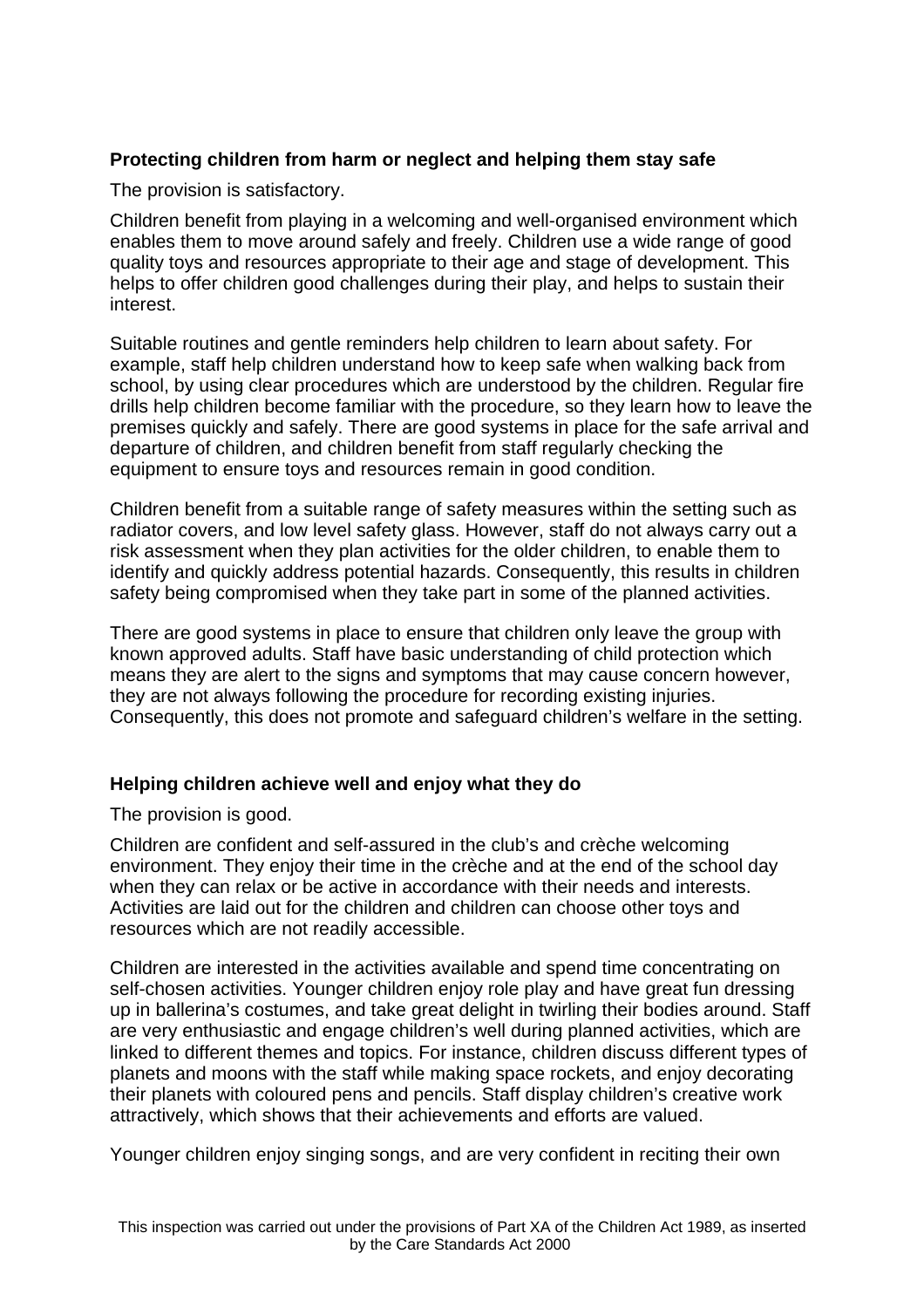### Protecting children from harm or neglect and helping them stay safe

The provision is satisfactory.

Children benefit from playing in a welcoming and well-organised environment which enables them to move around safely and freely. Children use a wide range of good quality toys and resources appropriate to their age and stage of development. This helps to offer children good challenges during their play, and helps to sustain their interest.

Suitable routines and gentle reminders help children to learn about safety. For example, staff help children understand how to keep safe when walking back from school, by using clear procedures which are understood by the children. Regular fire drills help children become familiar with the procedure, so they learn how to leave the premises quickly and safely. There are good systems in place for the safe arrival and departure of children, and children benefit from staff regularly checking the equipment to ensure toys and resources remain in good condition.

Children benefit from a suitable range of safety measures within the setting such as radiator covers, and low level safety glass. However, staff do not always carry out a risk assessment when they plan activities for the older children, to enable them to identify and quickly address potential hazards. Consequently, this results in children safety being compromised when they take part in some of the planned activities.

There are good systems in place to ensure that children only leave the group with known approved adults. Staff have basic understanding of child protection which means they are alert to the signs and symptoms that may cause concern however, they are not always following the procedure for recording existing injuries. Consequently, this does not promote and safeguard children's welfare in the setting.

### Helping children achieve well and enjoy what they do

The provision is good.

Children are confident and self-assured in the club's and crèche welcoming environment. They enjoy their time in the crèche and at the end of the school day when they can relax or be active in accordance with their needs and interests. Activities are laid out for the children and children can choose other toys and resources which are not readily accessible.

Children are interested in the activities available and spend time concentrating on self-chosen activities. Younger children enjoy role play and have great fun dressing up in ballerina's costumes, and take great delight in twirling their bodies around. Staff are very enthusiastic and engage children's well during planned activities, which are linked to different themes and topics. For instance, children discuss different types of planets and moons with the staff while making space rockets, and enjoy decorating their planets with coloured pens and pencils. Staff display children's creative work attractively, which shows that their achievements and efforts are valued.

Younger children enjoy singing songs, and are very confident in reciting their own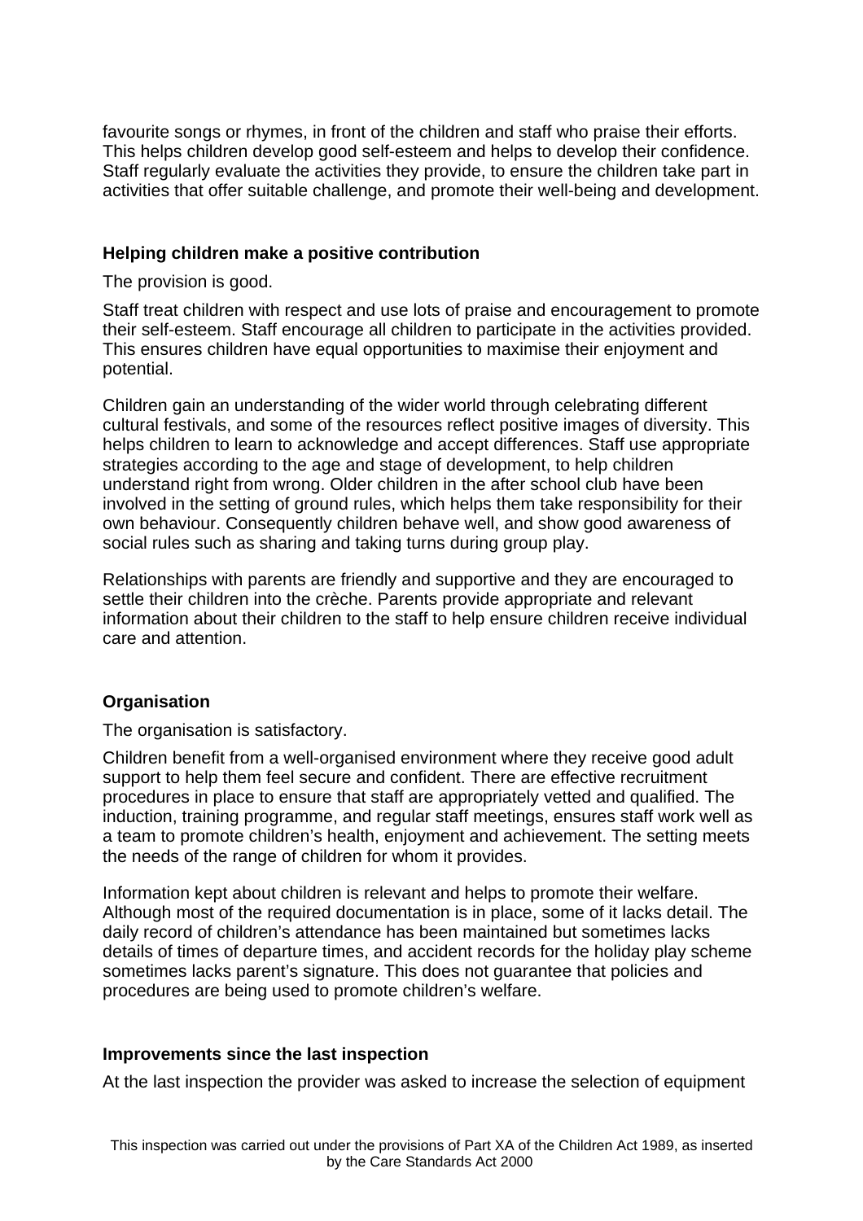favourite songs or rhymes, in front of the children and staff who praise their efforts. This helps children develop good self-esteem and helps to develop their confidence. Staff regularly evaluate the activities they provide, to ensure the children take part in activities that offer suitable challenge, and promote their well-being and development.

### Helping children make a positive contribution

The provision is good.

Staff treat children with respect and use lots of praise and encouragement to promote their self-esteem. Staff encourage all children to participate in the activities provided. This ensures children have equal opportunities to maximise their enjoyment and potential.

Children gain an understanding of the wider world through celebrating different cultural festivals, and some of the resources reflect positive images of diversity. This helps children to learn to acknowledge and accept differences. Staff use appropriate strategies according to the age and stage of development, to help children understand right from wrong. Older children in the after school club have been involved in the setting of ground rules, which helps them take responsibility for their own behaviour. Consequently children behave well, and show good awareness of social rules such as sharing and taking turns during group play.

Relationships with parents are friendly and supportive and they are encouraged to settle their children into the crèche. Parents provide appropriate and relevant information about their children to the staff to help ensure children receive individual care and attention.

### Organisation

The organisation is satisfactory.

Children benefit from a well-organised environment where they receive good adult support to help them feel secure and confident. There are effective recruitment procedures in place to ensure that staff are appropriately vetted and qualified. The induction, training programme, and regular staff meetings, ensures staff work well as a team to promote children's health, enjoyment and achievement. The setting meets the needs of the range of children for whom it provides.

Information kept about children is relevant and helps to promote their welfare. Although most of the required documentation is in place, some of it lacks detail. The daily record of children's attendance has been maintained but sometimes lacks details of times of departure times, and accident records for the holiday play scheme sometimes lacks parent's signature. This does not guarantee that policies and procedures are being used to promote children's welfare.

### Improvements since the last inspection

At the last inspection the provider was asked to increase the selection of equipment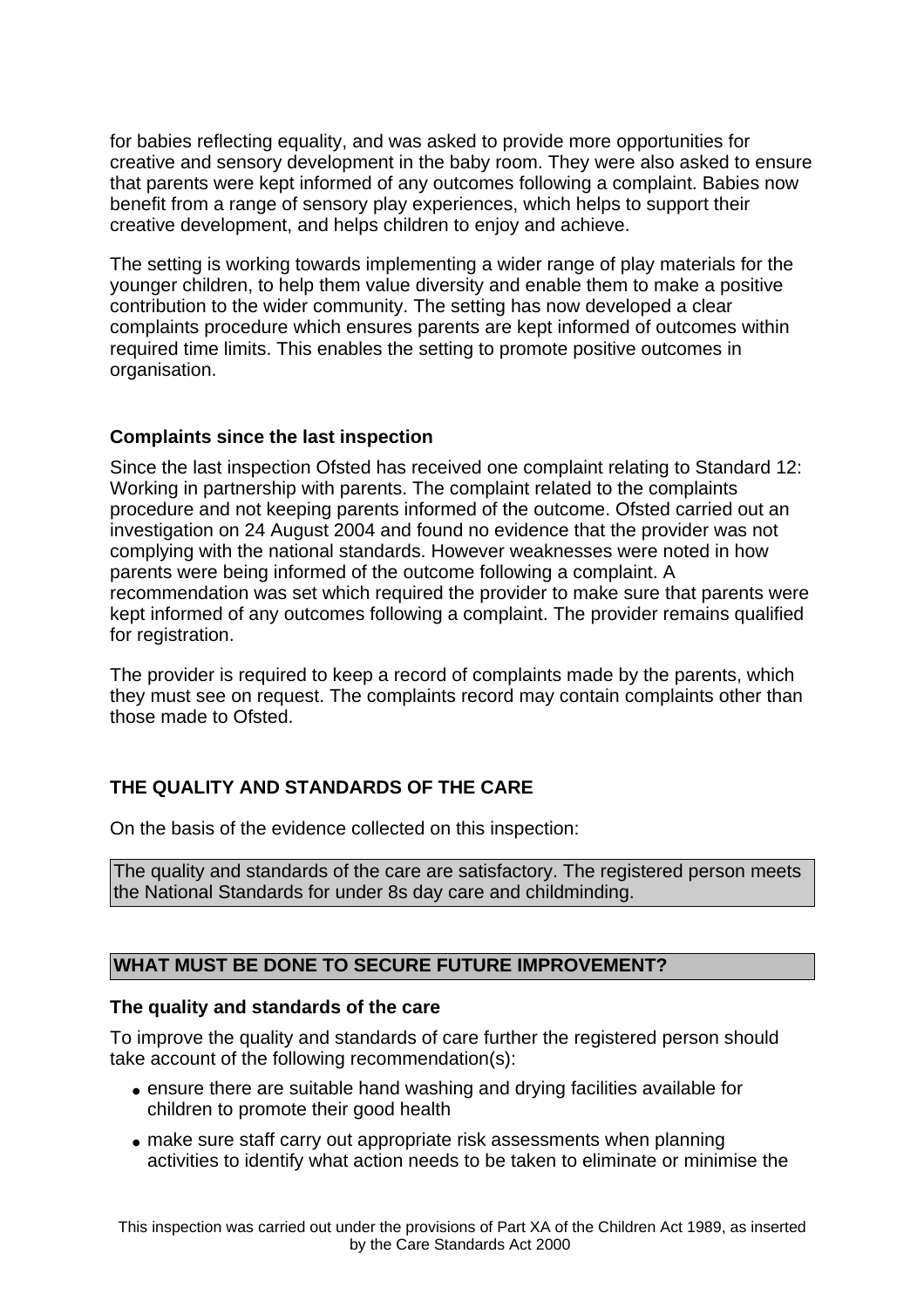for babies reflecting equality, and was asked to provide more opportunities for creative and sensory development in the baby room. They were also asked to ensure that parents were kept informed of any outcomes following a complaint. Babies now benefit from a range of sensory play experiences, which helps to support their creative development, and helps children to enjoy and achieve.

The setting is working towards implementing a wider range of play materials for the younger children, to help them value diversity and enable them to make a positive contribution to the wider community. The setting has now developed a clear complaints procedure which ensures parents are kept informed of outcomes within required time limits. This enables the setting to promote positive outcomes in organisation.

### Complaints since the last inspection

Since the last inspection Ofsted has received one complaint relating to Standard 12: Working in partnership with parents. The complaint related to the complaints procedure and not keeping parents informed of the outcome. Ofsted carried out an investigation on 24 August 2004 and found no evidence that the provider was not complying with the national standards. However weaknesses were noted in how parents were being informed of the outcome following a complaint. A recommendation was set which required the provider to make sure that parents were kept informed of any outcomes following a complaint. The provider remains qualified for registration.

The provider is required to keep a record of complaints made by the parents, which they must see on request. The complaints record may contain complaints other than those made to Ofsted.

## THE QUALITY AND STANDARDS OF THE CARE

On the basis of the evidence collected on this inspection:

The quality and standards of the care are satisfactory. The registered person meets the National Standards for under 8s day care and childminding.

## WHAT MUST BE DONE TO SECURE FUTURE IMPROVEMENT?

### The quality and standards of the care

To improve the quality and standards of care further the registered person should take account of the following recommendation(s):

- ensure there are suitable hand washing and drying facilities available for children to promote their good health
- make sure staff carry out appropriate risk assessments when planning activities to identify what action needs to be taken to eliminate or minimise the

This inspection was carried out under the provisions of Part XA of the Children Act 1989, as inserted by the Care Standards Act 2000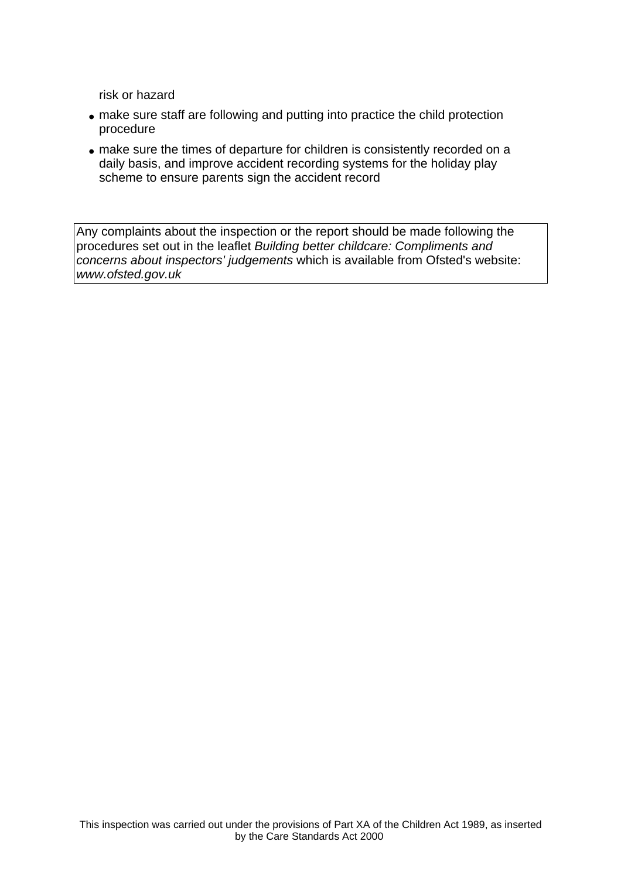risk or hazard

- make sure staff are following and putting into practice the child protection procedure
- make sure the times of departure for children is consistently recorded on a daily basis, and improve accident recording systems for the holiday play scheme to ensure parents sign the accident record

Any complaints about the inspection or the report should be made following the procedures set out in the leaflet *Building better childcare: Compliments and concerns about inspectors' judgements* which is available from Ofsted's website: *www.ofsted.gov.uk*

This inspection was carried out under the provisions of Part XA of the Children Act 1989, as inserted by the Care Standards Act 2000